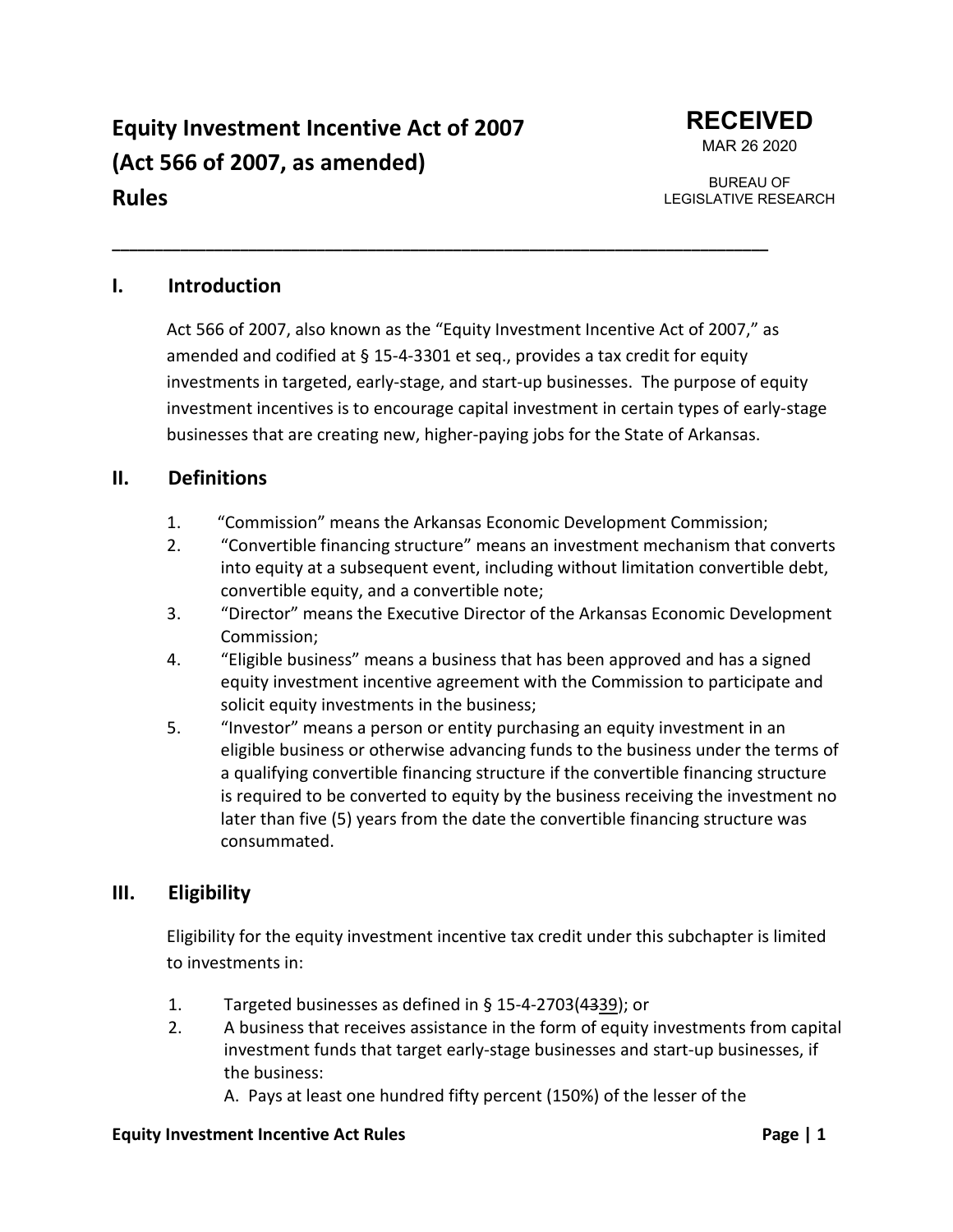# Equity Investment Incentive Act of 2007 (Act 566 of 2007, as amended) Rules

**RECEIVED**
MAR 26 2020
BUREAU OF LEGISLATIVE RESEARCH

---

## I. Introduction

Act 566 of 2007, also known as the "Equity Investment Incentive Act of 2007," as amended and codified at § 15-4-3301 et seq., provides a tax credit for equity investments in targeted, early-stage, and start-up businesses. The purpose of equity investment incentives is to encourage capital investment in certain types of early-stage businesses that are creating new, higher-paying jobs for the State of Arkansas.

## II. Definitions

1. "Commission" means the Arkansas Economic Development Commission;
2. "Convertible financing structure" means an investment mechanism that converts into equity at a subsequent event, including without limitation convertible debt, convertible equity, and a convertible note;
3. "Director" means the Executive Director of the Arkansas Economic Development Commission;
4. "Eligible business" means a business that has been approved and has a signed equity investment incentive agreement with the Commission to participate and solicit equity investments in the business;
5. "Investor" means a person or entity purchasing an equity investment in an eligible business or otherwise advancing funds to the business under the terms of a qualifying convertible financing structure if the convertible financing structure is required to be converted to equity by the business receiving the investment no later than five (5) years from the date the convertible financing structure was consummated.

## III. Eligibility

Eligibility for the equity investment incentive tax credit under this subchapter is limited to investments in:

1. Targeted businesses as defined in § 15-4-2703(~~43~~39); or
2. A business that receives assistance in the form of equity investments from capital investment funds that target early-stage businesses and start-up businesses, if the business:
   A. Pays at least one hundred fifty percent (150%) of the lesser of the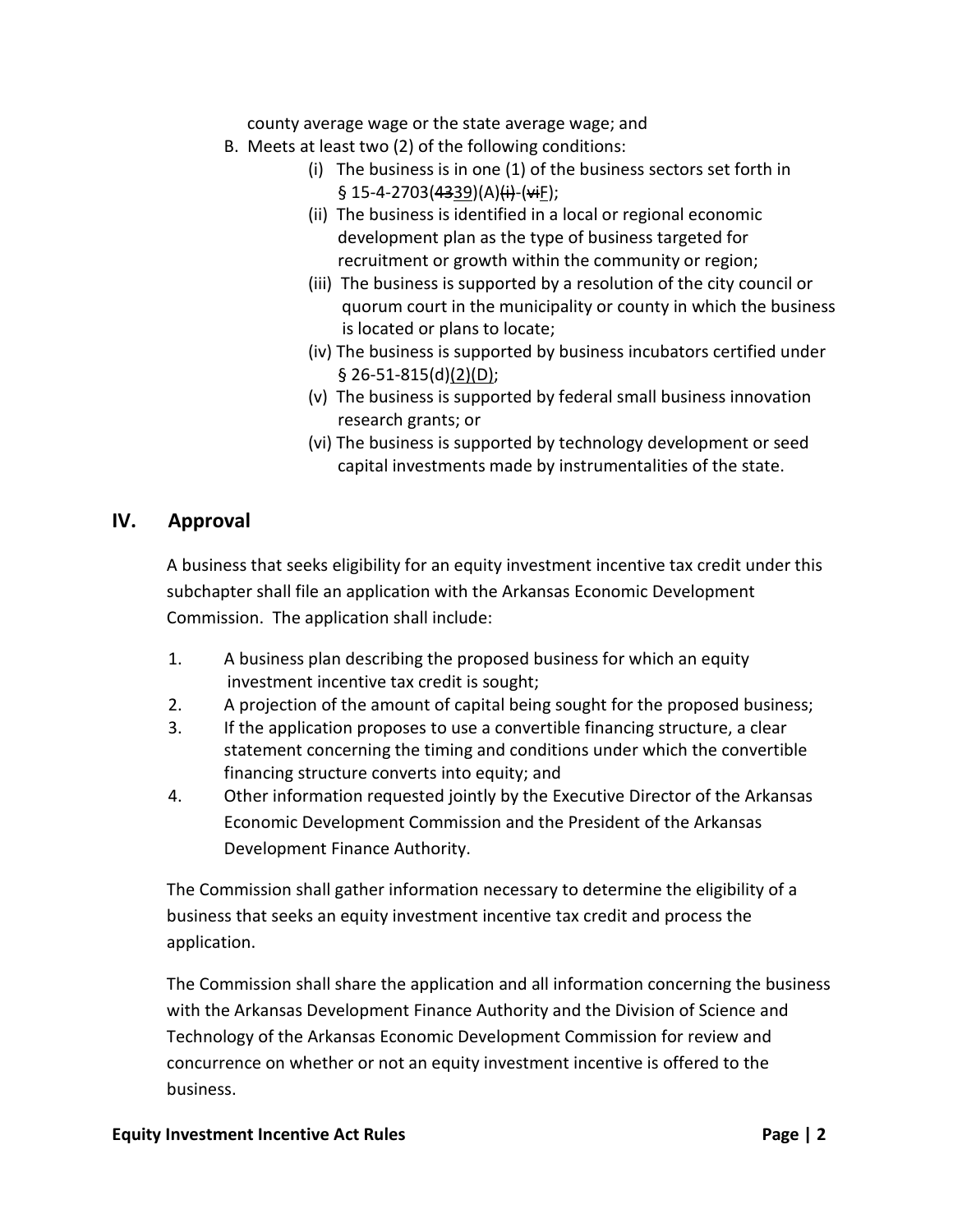county average wage or the state average wage; and

B. Meets at least two (2) of the following conditions:
   (i) The business is in one (1) of the business sectors set forth in § 15-4-2703(~~43~~<u>39</u>)(A)~~(i)~~-(~~vi~~<u>F</u>);
   (ii) The business is identified in a local or regional economic development plan as the type of business targeted for recruitment or growth within the community or region;
   (iii) The business is supported by a resolution of the city council or quorum court in the municipality or county in which the business is located or plans to locate;
   (iv) The business is supported by business incubators certified under § 26-51-815(d)<u>(2)(D)</u>;
   (v) The business is supported by federal small business innovation research grants; or
   (vi) The business is supported by technology development or seed capital investments made by instrumentalities of the state.

## IV. Approval

A business that seeks eligibility for an equity investment incentive tax credit under this subchapter shall file an application with the Arkansas Economic Development Commission. The application shall include:

1. A business plan describing the proposed business for which an equity investment incentive tax credit is sought;
2. A projection of the amount of capital being sought for the proposed business;
3. If the application proposes to use a convertible financing structure, a clear statement concerning the timing and conditions under which the convertible financing structure converts into equity; and
4. Other information requested jointly by the Executive Director of the Arkansas Economic Development Commission and the President of the Arkansas Development Finance Authority.

The Commission shall gather information necessary to determine the eligibility of a business that seeks an equity investment incentive tax credit and process the application.

The Commission shall share the application and all information concerning the business with the Arkansas Development Finance Authority and the Division of Science and Technology of the Arkansas Economic Development Commission for review and concurrence on whether or not an equity investment incentive is offered to the business.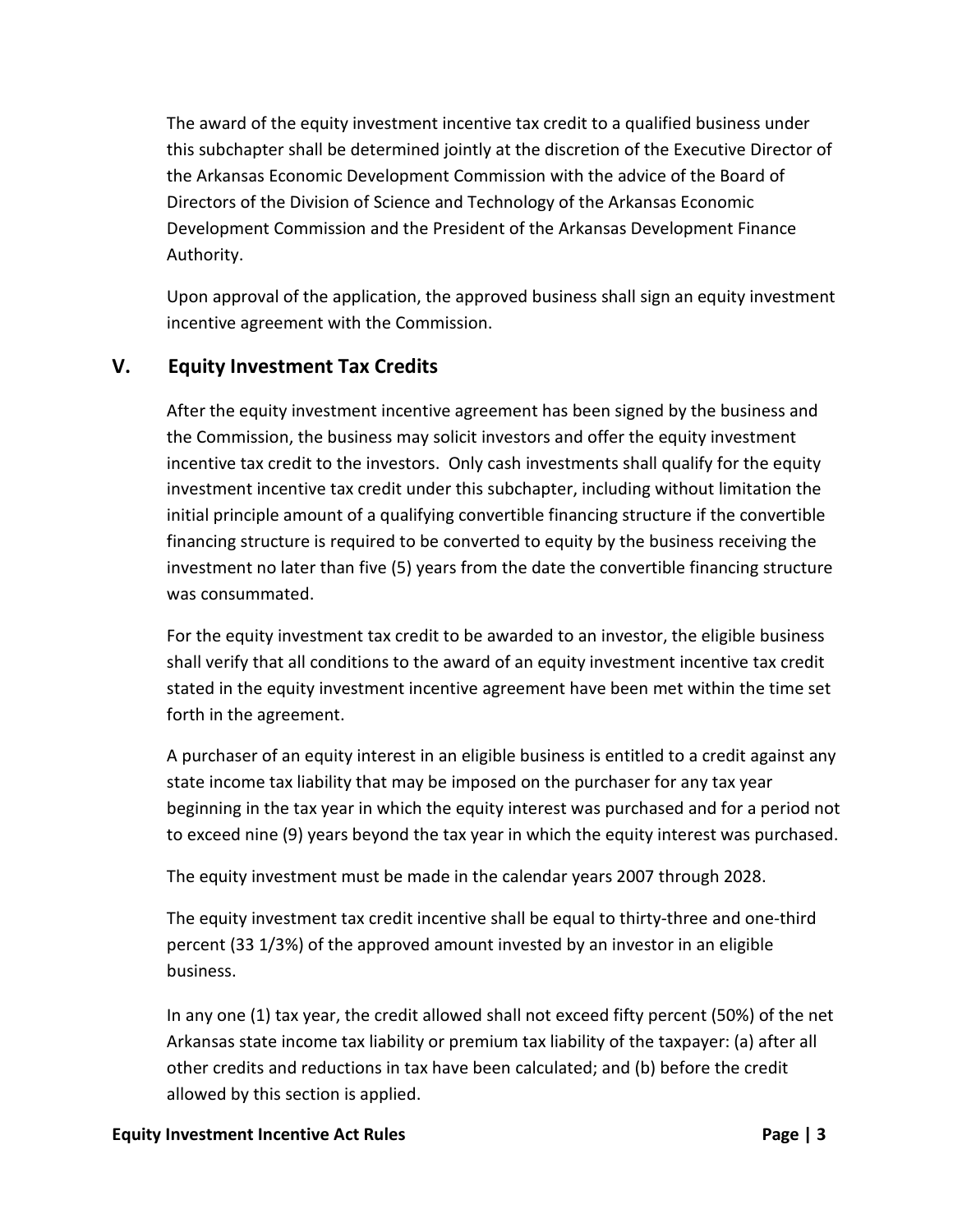The award of the equity investment incentive tax credit to a qualified business under this subchapter shall be determined jointly at the discretion of the Executive Director of the Arkansas Economic Development Commission with the advice of the Board of Directors of the Division of Science and Technology of the Arkansas Economic Development Commission and the President of the Arkansas Development Finance Authority.

Upon approval of the application, the approved business shall sign an equity investment incentive agreement with the Commission.

## V. Equity Investment Tax Credits

After the equity investment incentive agreement has been signed by the business and the Commission, the business may solicit investors and offer the equity investment incentive tax credit to the investors. Only cash investments shall qualify for the equity investment incentive tax credit under this subchapter, including without limitation the initial principle amount of a qualifying convertible financing structure if the convertible financing structure is required to be converted to equity by the business receiving the investment no later than five (5) years from the date the convertible financing structure was consummated.

For the equity investment tax credit to be awarded to an investor, the eligible business shall verify that all conditions to the award of an equity investment incentive tax credit stated in the equity investment incentive agreement have been met within the time set forth in the agreement.

A purchaser of an equity interest in an eligible business is entitled to a credit against any state income tax liability that may be imposed on the purchaser for any tax year beginning in the tax year in which the equity interest was purchased and for a period not to exceed nine (9) years beyond the tax year in which the equity interest was purchased.

The equity investment must be made in the calendar years 2007 through 2028.

The equity investment tax credit incentive shall be equal to thirty-three and one-third percent (33 1/3%) of the approved amount invested by an investor in an eligible business.

In any one (1) tax year, the credit allowed shall not exceed fifty percent (50%) of the net Arkansas state income tax liability or premium tax liability of the taxpayer: (a) after all other credits and reductions in tax have been calculated; and (b) before the credit allowed by this section is applied.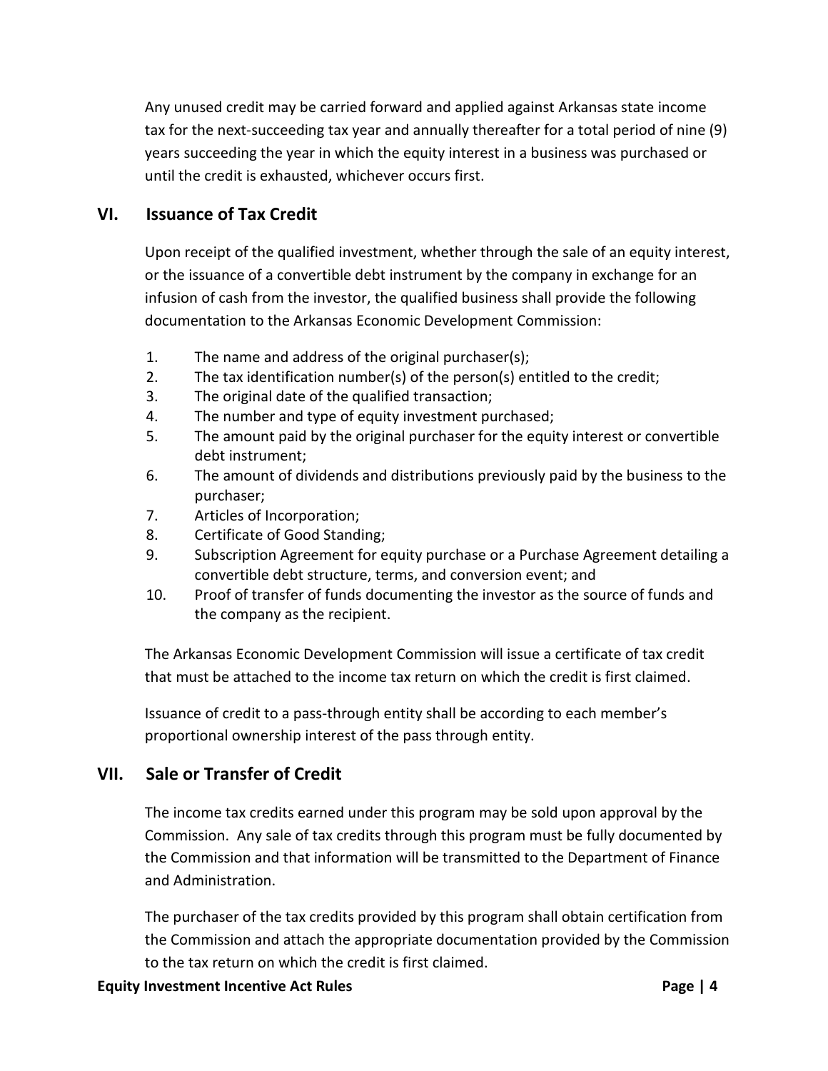Any unused credit may be carried forward and applied against Arkansas state income tax for the next-succeeding tax year and annually thereafter for a total period of nine (9) years succeeding the year in which the equity interest in a business was purchased or until the credit is exhausted, whichever occurs first.

## VI. Issuance of Tax Credit

Upon receipt of the qualified investment, whether through the sale of an equity interest, or the issuance of a convertible debt instrument by the company in exchange for an infusion of cash from the investor, the qualified business shall provide the following documentation to the Arkansas Economic Development Commission:

1. The name and address of the original purchaser(s);
2. The tax identification number(s) of the person(s) entitled to the credit;
3. The original date of the qualified transaction;
4. The number and type of equity investment purchased;
5. The amount paid by the original purchaser for the equity interest or convertible debt instrument;
6. The amount of dividends and distributions previously paid by the business to the purchaser;
7. Articles of Incorporation;
8. Certificate of Good Standing;
9. Subscription Agreement for equity purchase or a Purchase Agreement detailing a convertible debt structure, terms, and conversion event; and
10. Proof of transfer of funds documenting the investor as the source of funds and the company as the recipient.

The Arkansas Economic Development Commission will issue a certificate of tax credit that must be attached to the income tax return on which the credit is first claimed.

Issuance of credit to a pass-through entity shall be according to each member's proportional ownership interest of the pass through entity.

## VII. Sale or Transfer of Credit

The income tax credits earned under this program may be sold upon approval by the Commission. Any sale of tax credits through this program must be fully documented by the Commission and that information will be transmitted to the Department of Finance and Administration.

The purchaser of the tax credits provided by this program shall obtain certification from the Commission and attach the appropriate documentation provided by the Commission to the tax return on which the credit is first claimed.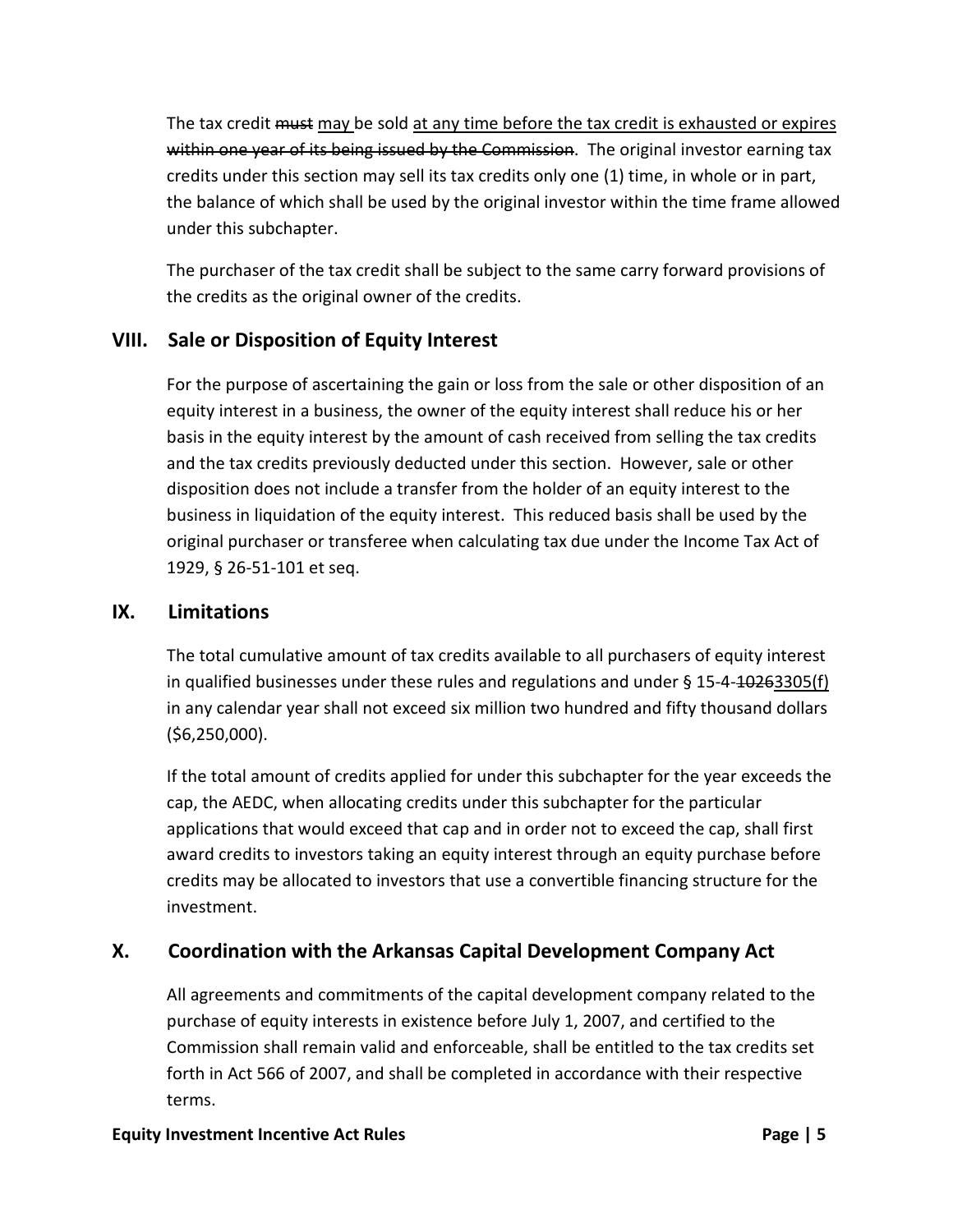The tax credit ~~must~~ <u>may</u> be sold <u>at any time before the tax credit is exhausted or expires</u> ~~within one year of its being issued by the Commission~~. The original investor earning tax credits under this section may sell its tax credits only one (1) time, in whole or in part, the balance of which shall be used by the original investor within the time frame allowed under this subchapter.

The purchaser of the tax credit shall be subject to the same carry forward provisions of the credits as the original owner of the credits.

## VIII. Sale or Disposition of Equity Interest

For the purpose of ascertaining the gain or loss from the sale or other disposition of an equity interest in a business, the owner of the equity interest shall reduce his or her basis in the equity interest by the amount of cash received from selling the tax credits and the tax credits previously deducted under this section. However, sale or other disposition does not include a transfer from the holder of an equity interest to the business in liquidation of the equity interest. This reduced basis shall be used by the original purchaser or transferee when calculating tax due under the Income Tax Act of 1929, § 26-51-101 et seq.

## IX. Limitations

The total cumulative amount of tax credits available to all purchasers of equity interest in qualified businesses under these rules and regulations and under § 15-4-~~1026~~<u>3305(f)</u> in any calendar year shall not exceed six million two hundred and fifty thousand dollars ($6,250,000).

If the total amount of credits applied for under this subchapter for the year exceeds the cap, the AEDC, when allocating credits under this subchapter for the particular applications that would exceed that cap and in order not to exceed the cap, shall first award credits to investors taking an equity interest through an equity purchase before credits may be allocated to investors that use a convertible financing structure for the investment.

## X. Coordination with the Arkansas Capital Development Company Act

All agreements and commitments of the capital development company related to the purchase of equity interests in existence before July 1, 2007, and certified to the Commission shall remain valid and enforceable, shall be entitled to the tax credits set forth in Act 566 of 2007, and shall be completed in accordance with their respective terms.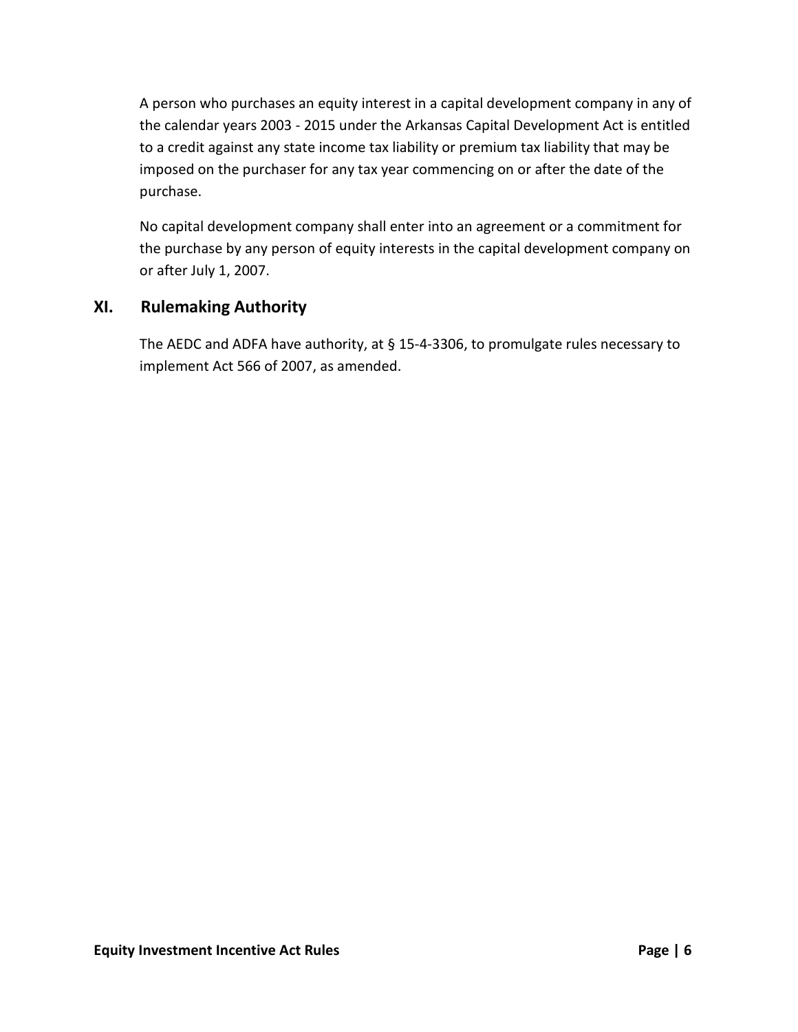A person who purchases an equity interest in a capital development company in any of the calendar years 2003 - 2015 under the Arkansas Capital Development Act is entitled to a credit against any state income tax liability or premium tax liability that may be imposed on the purchaser for any tax year commencing on or after the date of the purchase.

No capital development company shall enter into an agreement or a commitment for the purchase by any person of equity interests in the capital development company on or after July 1, 2007.

## XI. Rulemaking Authority

The AEDC and ADFA have authority, at § 15-4-3306, to promulgate rules necessary to implement Act 566 of 2007, as amended.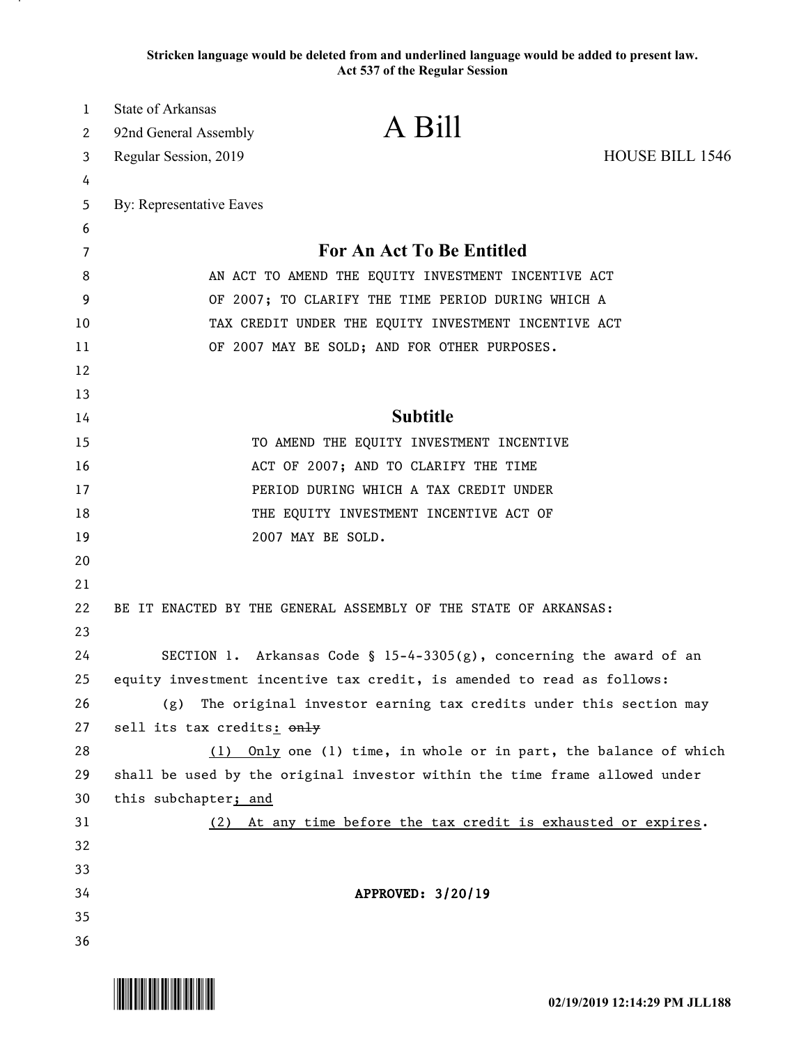Stricken language would be deleted from and underlined language would be added to present law.
Act 537 of the Regular Session

State of Arkansas
92nd General Assembly
Regular Session, 2019

# A Bill

HOUSE BILL 1546

By: Representative Eaves

## For An Act To Be Entitled

AN ACT TO AMEND THE EQUITY INVESTMENT INCENTIVE ACT OF 2007; TO CLARIFY THE TIME PERIOD DURING WHICH A TAX CREDIT UNDER THE EQUITY INVESTMENT INCENTIVE ACT OF 2007 MAY BE SOLD; AND FOR OTHER PURPOSES.

## Subtitle

TO AMEND THE EQUITY INVESTMENT INCENTIVE ACT OF 2007; AND TO CLARIFY THE TIME PERIOD DURING WHICH A TAX CREDIT UNDER THE EQUITY INVESTMENT INCENTIVE ACT OF 2007 MAY BE SOLD.

BE IT ENACTED BY THE GENERAL ASSEMBLY OF THE STATE OF ARKANSAS:

SECTION 1. Arkansas Code § 15-4-3305(g), concerning the award of an equity investment incentive tax credit, is amended to read as follows:

(g) The original investor earning tax credits under this section may sell its tax credits: ~~only~~

(1) Only one (1) time, in whole or in part, the balance of which shall be used by the original investor within the time frame allowed under this subchapter; and

(2) At any time before the tax credit is exhausted or expires.

**APPROVED: 3/20/19**

02/19/2019 12:14:29 PM JLL188